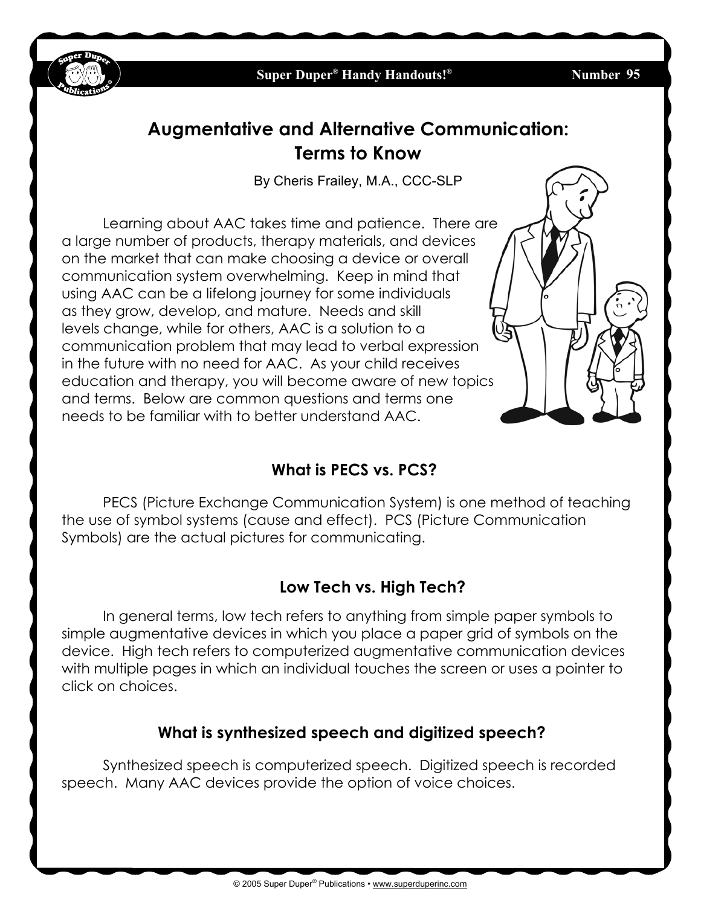# Augmentative and Alternative Communication: Terms to Know

By Cheris Frailey, M.A., CCC-SLP

Learning about AAC takes time and patience. There are a large number of products, therapy materials, and devices on the market that can make choosing a device or overall communication system overwhelming. Keep in mind that using AAC can be a lifelong journey for some individuals as they grow, develop, and mature. Needs and skill levels change, while for others, AAC is a solution to a communication problem that may lead to verbal expression in the future with no need for AAC. As your child receives education and therapy, you will become aware of new topics and terms. Below are common questions and terms one needs to be familiar with to better understand AAC.

## What is PECS vs. PCS?

PECS (Picture Exchange Communication System) is one method of teaching the use of symbol systems (cause and effect). PCS (Picture Communication Symbols) are the actual pictures for communicating.

## Low Tech vs. High Tech?

In general terms, low tech refers to anything from simple paper symbols to simple augmentative devices in which you place a paper grid of symbols on the device. High tech refers to computerized augmentative communication devices with multiple pages in which an individual touches the screen or uses a pointer to click on choices.

## What is synthesized speech and digitized speech?

Synthesized speech is computerized speech. Digitized speech is recorded speech. Many AAC devices provide the option of voice choices.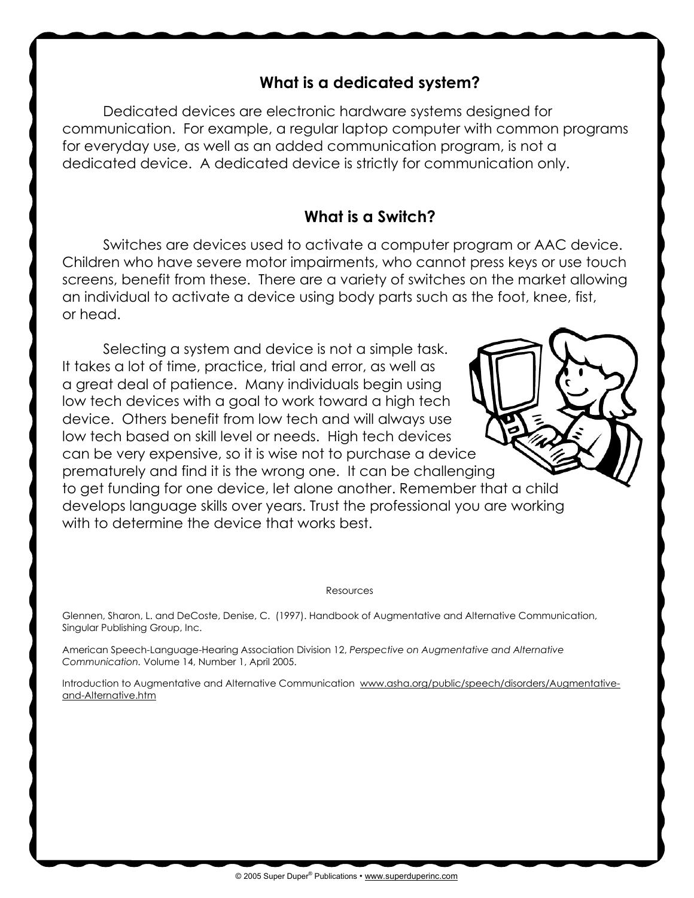## What is a dedicated system?

Dedicated devices are electronic hardware systems designed for communication. For example, a regular laptop computer with common programs for everyday use, as well as an added communication program, is not a dedicated device. A dedicated device is strictly for communication only.

## What is a Switch?

Switches are devices used to activate a computer program or AAC device. Children who have severe motor impairments, who cannot press keys or use touch screens, benefit from these. There are a variety of switches on the market allowing an individual to activate a device using body parts such as the foot, knee, fist, or head.

Selecting a system and device is not a simple task. It takes a lot of time, practice, trial and error, as well as a great deal of patience. Many individuals begin using low tech devices with a goal to work toward a high tech device. Others benefit from low tech and will always use low tech based on skill level or needs. High tech devices can be very expensive, so it is wise not to purchase a device prematurely and find it is the wrong one. It can be challenging to get funding for one device, let alone another. Remember that a child develops language skills over years. Trust the professional you are working with to determine the device that works best.

Resources

Glennen, Sharon, L. and DeCoste, Denise, C. (1997). Handbook of Augmentative and Alternative Communication, Singular Publishing Group, Inc.

American Speech-Language-Hearing Association Division 12, *Perspective on Augmentative and Alternative Communication.* Volume 14, Number 1, April 2005.

Introduction to Augmentative and Alternative Communication www.asha.org/public/speech/disorders/Augmentative-and-Alternative.htm

© 2005 Super Duper® Publications • www.superduperinc.com